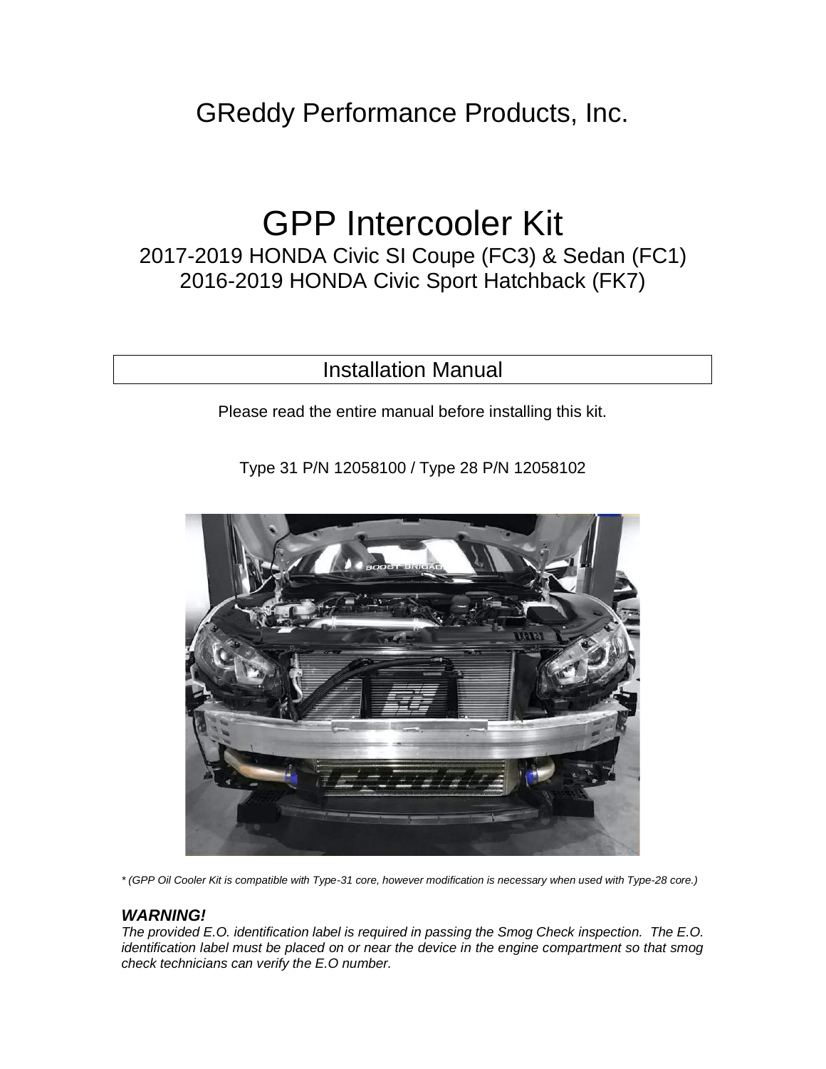GReddy Performance Products, Inc.

# GPP Intercooler Kit

## 2017-2019 HONDA Civic SI Coupe (FC3) & Sedan (FC1)
## 2016-2019 HONDA Civic Sport Hatchback (FK7)

### Installation Manual

Please read the entire manual before installing this kit.

Type 31 P/N 12058100 / Type 28 P/N 12058102

*\* (GPP Oil Cooler Kit is compatible with Type-31 core, however modification is necessary when used with Type-28 core.)*

***WARNING!***

*The provided E.O. identification label is required in passing the Smog Check inspection. The E.O. identification label must be placed on or near the device in the engine compartment so that smog check technicians can verify the E.O number.*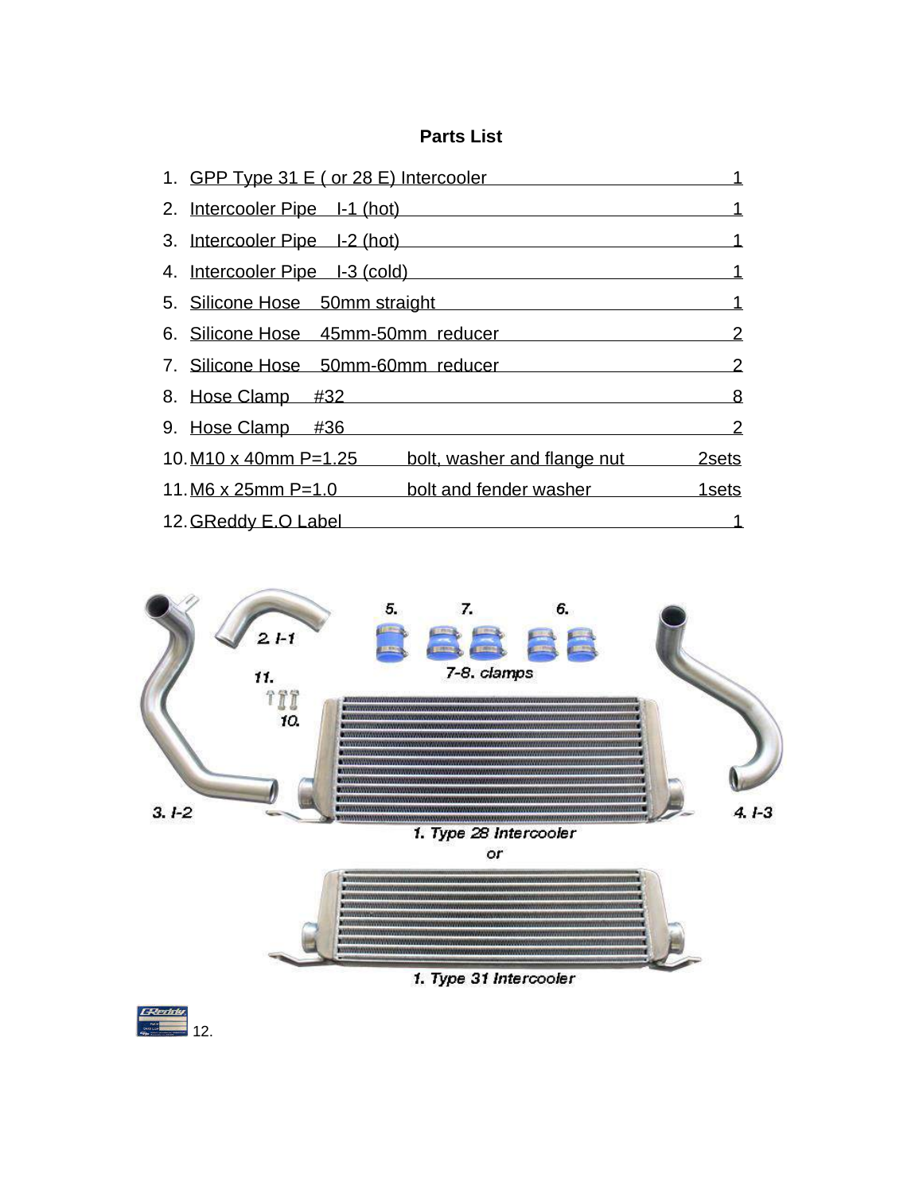## Parts List

1. GPP Type 31 E ( or 28 E) Intercooler 1
2. Intercooler Pipe I-1 (hot) 1
3. Intercooler Pipe I-2 (hot) 1
4. Intercooler Pipe I-3 (cold) 1
5. Silicone Hose 50mm straight 1
6. Silicone Hose 45mm-50mm reducer 2
7. Silicone Hose 50mm-60mm reducer 2
8. Hose Clamp #32 8
9. Hose Clamp #36 2
10. M10 x 40mm P=1.25 bolt, washer and flange nut 2sets
11. M6 x 25mm P=1.0 bolt and fender washer 1sets
12. GReddy E.O Label 1

2. I-1

5. 7. 6.

7-8. clamps

11.

10.

3. I-2

4. I-3

1. Type 28 Intercooler

or

1. Type 31 Intercooler

12.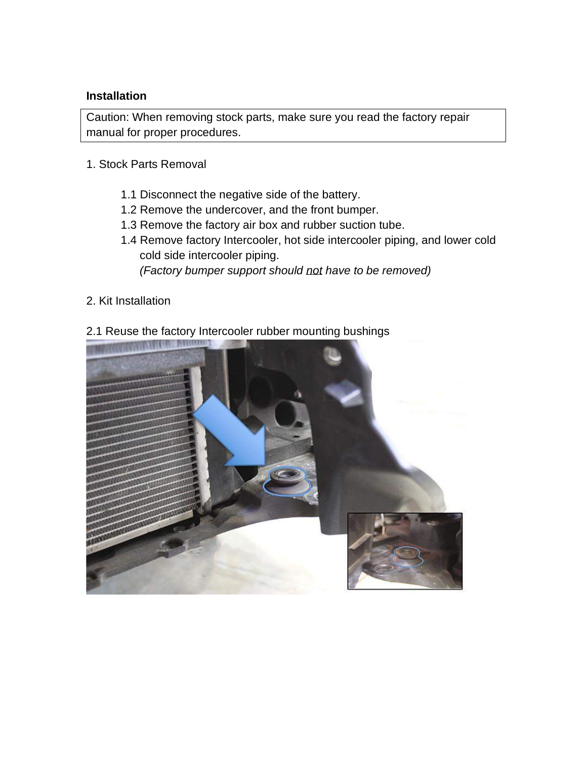**Installation**

Caution: When removing stock parts, make sure you read the factory repair manual for proper procedures.

1. Stock Parts Removal

   1.1 Disconnect the negative side of the battery.
   1.2 Remove the undercover, and the front bumper.
   1.3 Remove the factory air box and rubber suction tube.
   1.4 Remove factory Intercooler, hot side intercooler piping, and lower cold cold side intercooler piping.
   *(Factory bumper support should not have to be removed)*

2. Kit Installation

2.1 Reuse the factory Intercooler rubber mounting bushings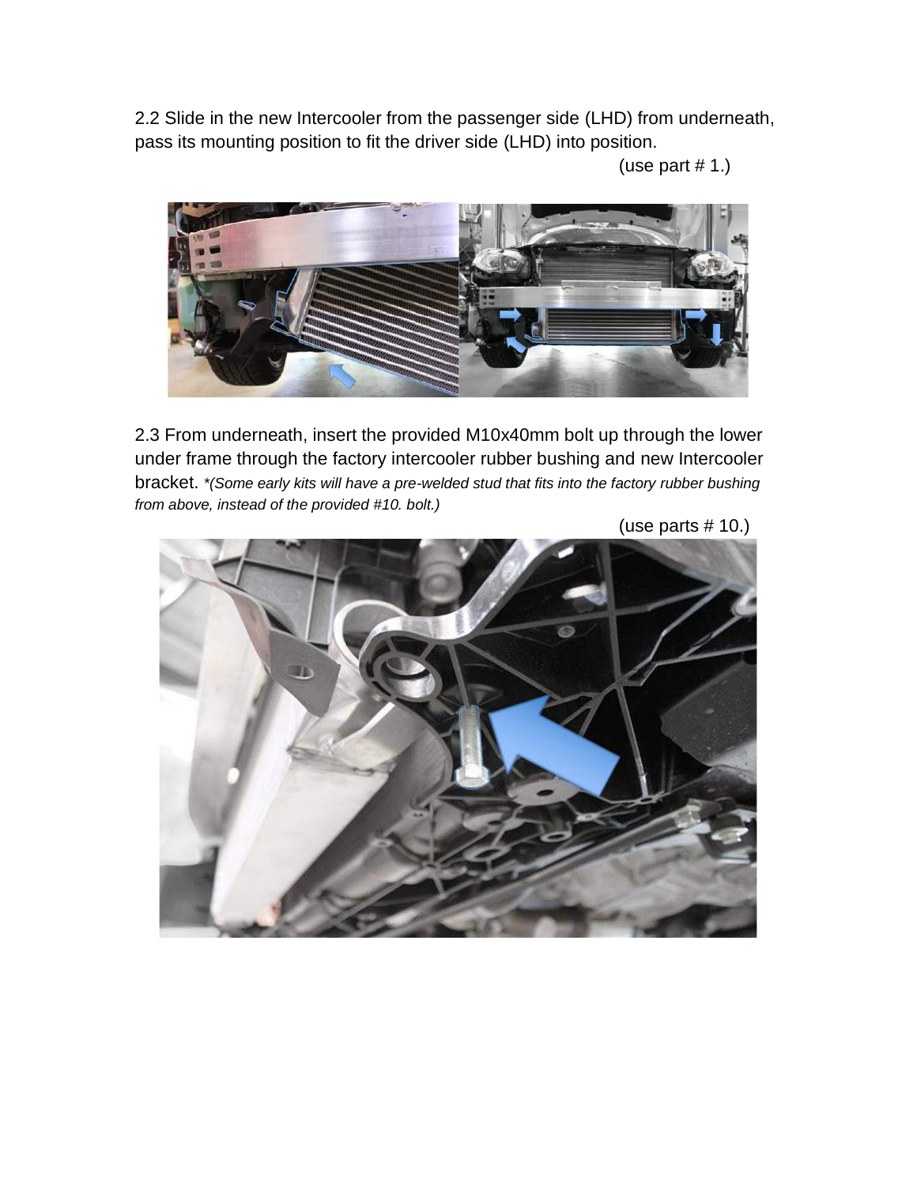2.2 Slide in the new Intercooler from the passenger side (LHD) from underneath, pass its mounting position to fit the driver side (LHD) into position.

(use part # 1.)

2.3 From underneath, insert the provided M10x40mm bolt up through the lower under frame through the factory intercooler rubber bushing and new Intercooler bracket. *\*(Some early kits will have a pre-welded stud that fits into the factory rubber bushing from above, instead of the provided #10. bolt.)*

(use parts # 10.)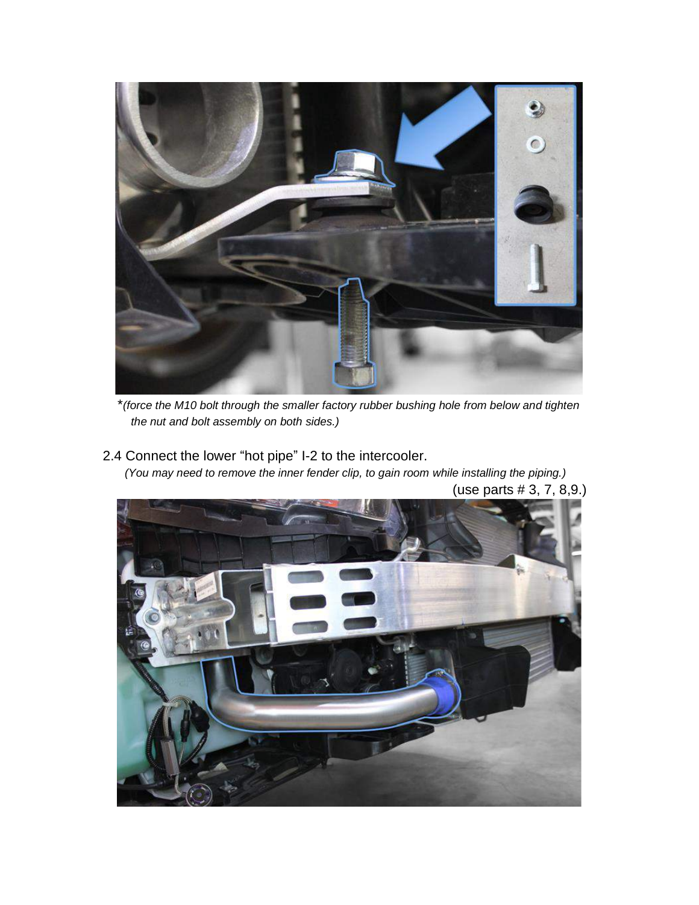*(force the M10 bolt through the smaller factory rubber bushing hole from below and tighten the nut and bolt assembly on both sides.)*

2.4 Connect the lower "hot pipe" I-2 to the intercooler.

*(You may need to remove the inner fender clip, to gain room while installing the piping.)*

(use parts # 3, 7, 8,9.)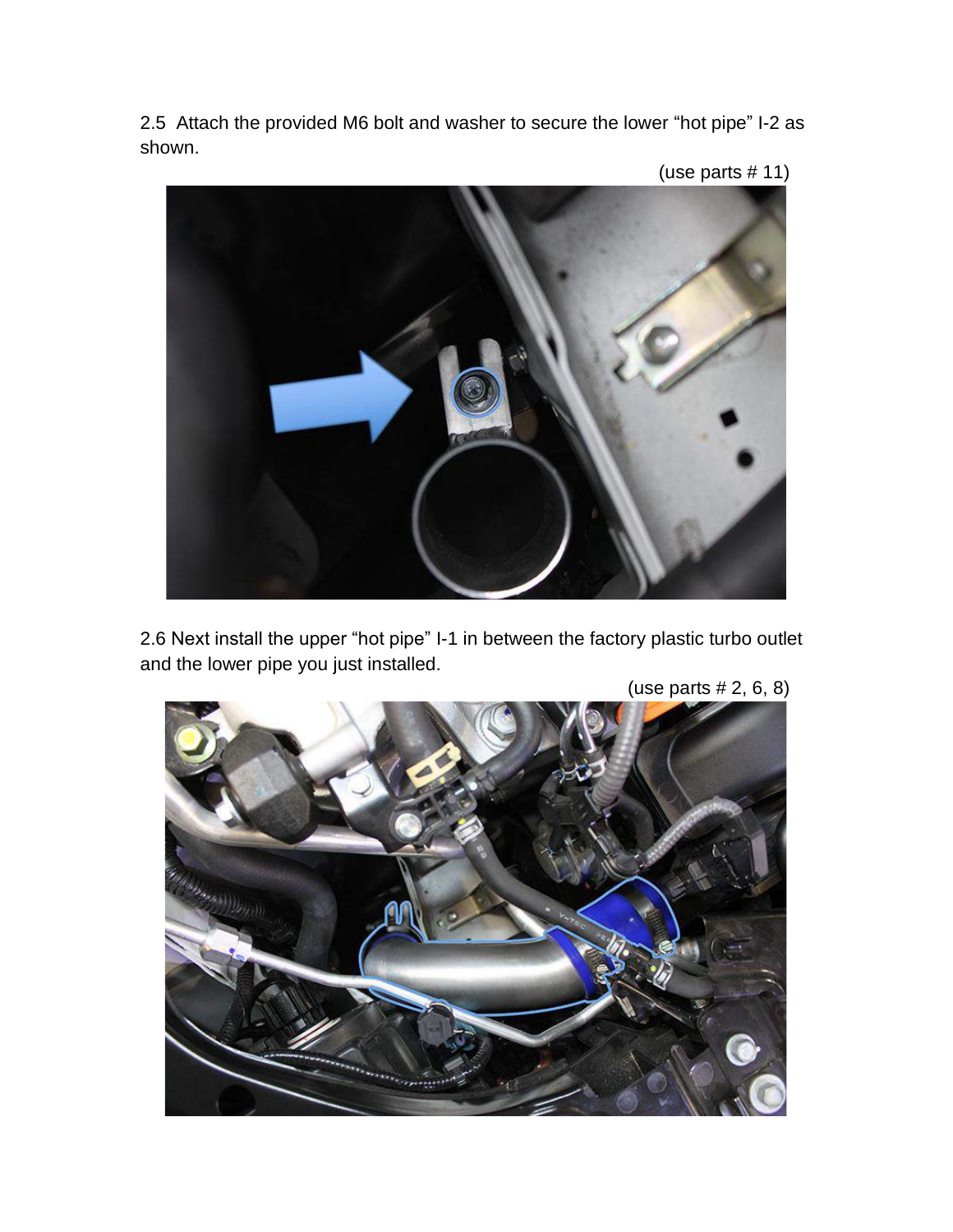2.5 Attach the provided M6 bolt and washer to secure the lower "hot pipe" I-2 as shown.

(use parts # 11)

2.6 Next install the upper "hot pipe" I-1 in between the factory plastic turbo outlet and the lower pipe you just installed.

(use parts # 2, 6, 8)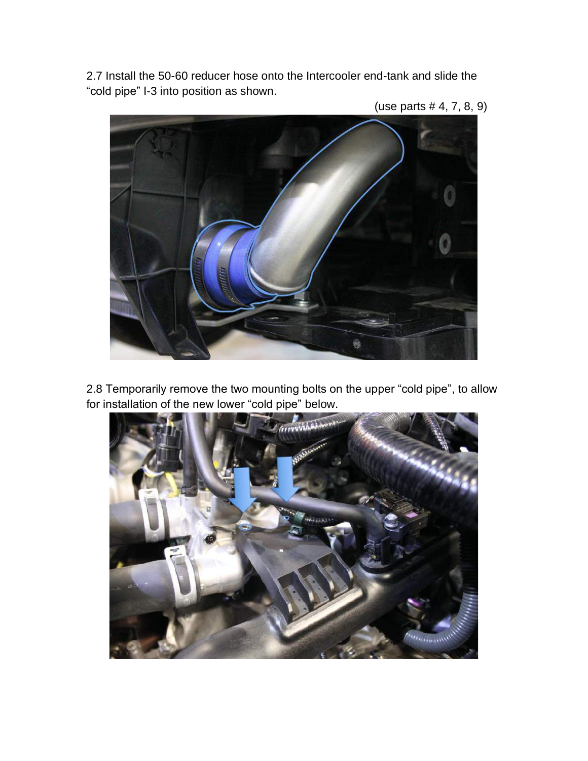2.7 Install the 50-60 reducer hose onto the Intercooler end-tank and slide the "cold pipe" I-3 into position as shown.

(use parts # 4, 7, 8, 9)

2.8 Temporarily remove the two mounting bolts on the upper "cold pipe", to allow for installation of the new lower "cold pipe" below.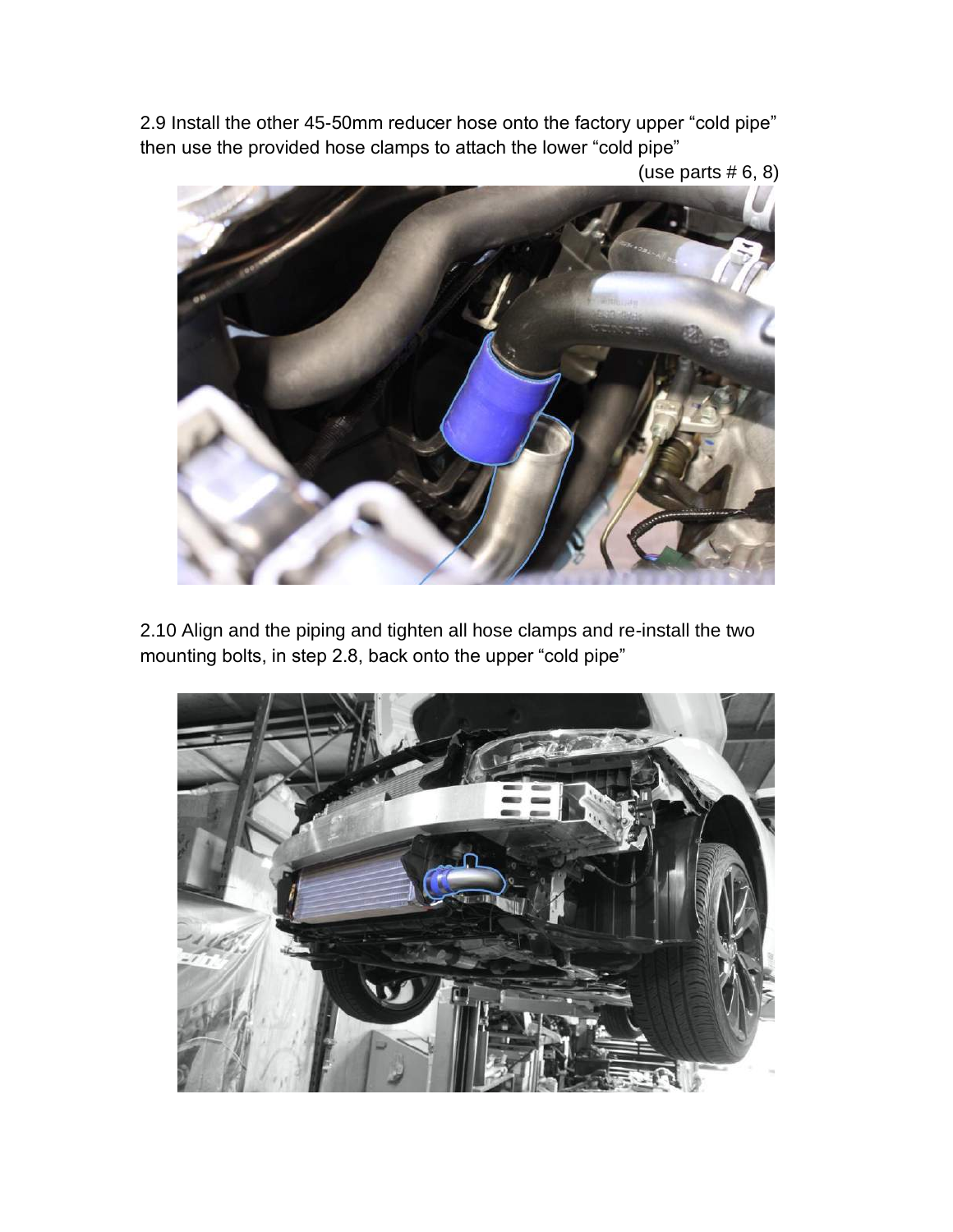2.9 Install the other 45-50mm reducer hose onto the factory upper "cold pipe" then use the provided hose clamps to attach the lower "cold pipe"

(use parts # 6, 8)

2.10 Align and the piping and tighten all hose clamps and re-install the two mounting bolts, in step 2.8, back onto the upper "cold pipe"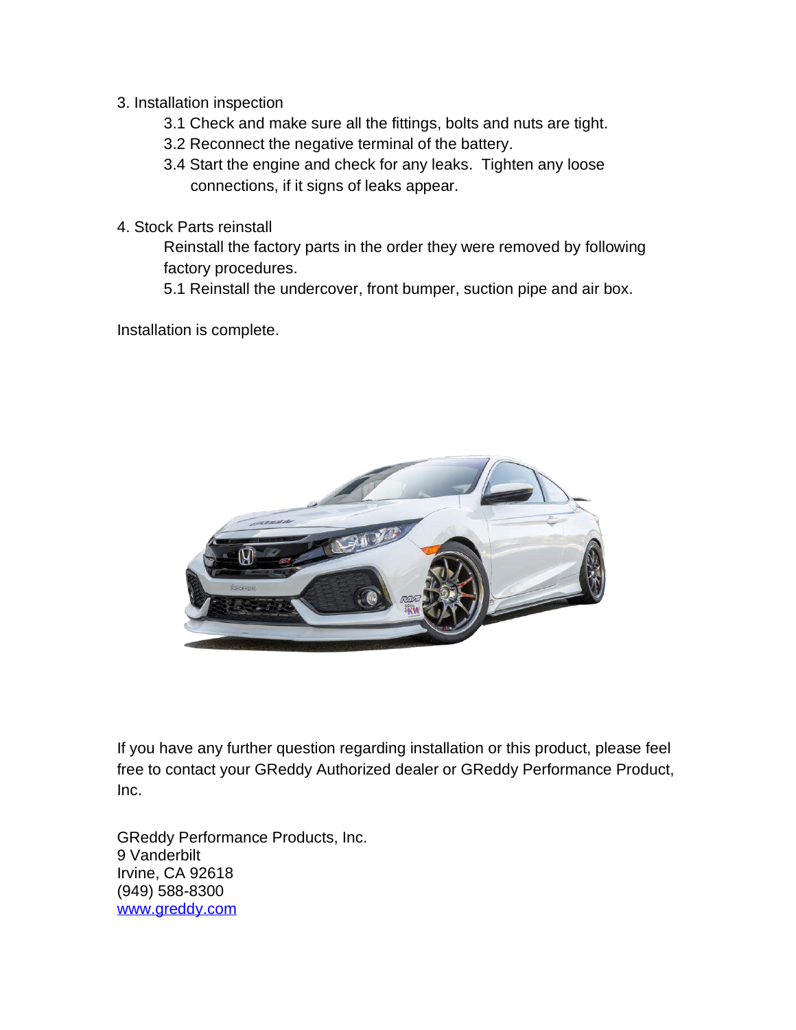3. Installation inspection

   3.1 Check and make sure all the fittings, bolts and nuts are tight.

   3.2 Reconnect the negative terminal of the battery.

   3.4 Start the engine and check for any leaks. Tighten any loose connections, if it signs of leaks appear.

4. Stock Parts reinstall

   Reinstall the factory parts in the order they were removed by following factory procedures.

   5.1 Reinstall the undercover, front bumper, suction pipe and air box.

Installation is complete.

If you have any further question regarding installation or this product, please feel free to contact your GReddy Authorized dealer or GReddy Performance Product, Inc.

GReddy Performance Products, Inc.
9 Vanderbilt
Irvine, CA 92618
(949) 588-8300
[www.greddy.com](http://www.greddy.com)